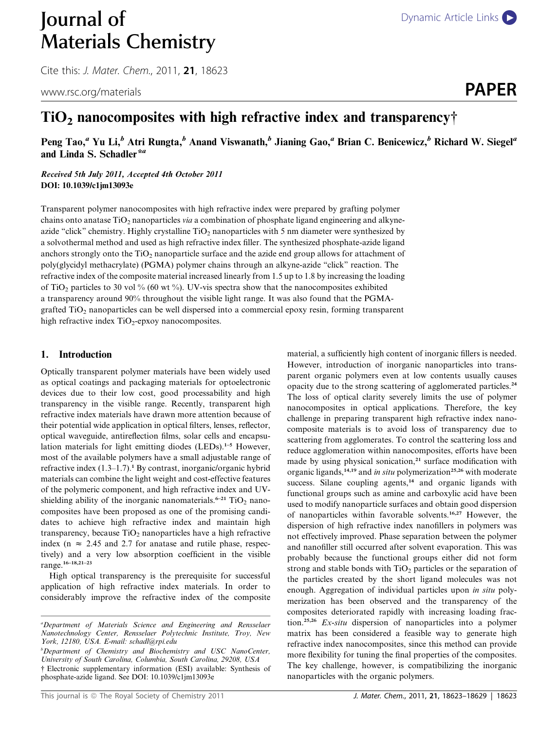# TiO$_2$ nanocomposites with high refractive index and transparency†

Peng Tao,[a] Yu Li,[b] Atri Rungta,[b] Anand Viswanath,[b] Jianing Gao,[a] Brian C. Benicewicz,[b] Richard W. Siegel[a] and Linda S. Schadler*[a]

***Received 5th July 2011, Accepted 4th October 2011***
**DOI: 10.1039/c1jm13093e**

Transparent polymer nanocomposites with high refractive index were prepared by grafting polymer chains onto anatase TiO$_2$ nanoparticles *via* a combination of phosphate ligand engineering and alkyne-azide "click" chemistry. Highly crystalline TiO$_2$ nanoparticles with 5 nm diameter were synthesized by a solvothermal method and used as high refractive index filler. The synthesized phosphate-azide ligand anchors strongly onto the TiO$_2$ nanoparticle surface and the azide end group allows for attachment of poly(glycidyl methacrylate) (PGMA) polymer chains through an alkyne-azide "click" reaction. The refractive index of the composite material increased linearly from 1.5 up to 1.8 by increasing the loading of TiO$_2$ particles to 30 vol % (60 wt %). UV-vis spectra show that the nanocomposites exhibited a transparency around 90% throughout the visible light range. It was also found that the PGMA-grafted TiO$_2$ nanoparticles can be well dispersed into a commercial epoxy resin, forming transparent high refractive index TiO$_2$-epxoy nanocomposites.

## 1. Introduction

Optically transparent polymer materials have been widely used as optical coatings and packaging materials for optoelectronic devices due to their low cost, good processability and high transparency in the visible range. Recently, transparent high refractive index materials have drawn more attention because of their potential wide application in optical filters, lenses, reflector, optical waveguide, antireflection films, solar cells and encapsulation materials for light emitting diodes (LEDs).[1–5] However, most of the available polymers have a small adjustable range of refractive index (1.3–1.7).[1] By contrast, inorganic/organic hybrid materials can combine the light weight and cost-effective features of the polymeric component, and high refractive index and UV-shielding ability of the inorganic nanomaterials.[6–21] TiO$_2$ nanocomposites have been proposed as one of the promising candidates to achieve high refractive index and maintain high transparency, because TiO$_2$ nanoparticles have a high refractive index ($n \approx 2.45$ and 2.7 for anatase and rutile phase, respectively) and a very low absorption coefficient in the visible range.[16–18,21–23]

High optical transparency is the prerequisite for successful application of high refractive index materials. In order to considerably improve the refractive index of the composite material, a sufficiently high content of inorganic fillers is needed. However, introduction of inorganic nanoparticles into transparent organic polymers even at low contents usually causes opacity due to the strong scattering of agglomerated particles.[24] The loss of optical clarity severely limits the use of polymer nanocomposites in optical applications. Therefore, the key challenge in preparing transparent high refractive index nanocomposite materials is to avoid loss of transparency due to scattering from agglomerates. To control the scattering loss and reduce agglomeration within nanocomposites, efforts have been made by using physical sonication,[21] surface modification with organic ligands,[14,19] and *in situ* polymerization[25,26] with moderate success. Silane coupling agents,[14] and organic ligands with functional groups such as amine and carboxylic acid have been used to modify nanoparticle surfaces and obtain good dispersion of nanoparticles within favorable solvents.[16,27] However, the dispersion of high refractive index nanofillers in polymers was not effectively improved. Phase separation between the polymer and nanofiller still occurred after solvent evaporation. This was probably because the functional groups either did not form strong and stable bonds with TiO$_2$ particles or the separation of the particles created by the short ligand molecules was not enough. Aggregation of individual particles upon *in situ* polymerization has been observed and the transparency of the composites deteriorated rapidly with increasing loading fraction.[25,26] *Ex-situ* dispersion of nanoparticles into a polymer matrix has been considered a feasible way to generate high refractive index nanocomposites, since this method can provide more flexibility for tuning the final properties of the composites. The key challenge, however, is compatibilizing the inorganic nanoparticles with the organic polymers.

[a]*Department of Materials Science and Engineering and Rensselaer Nanotechnology Center, Rensselaer Polytechnic Institute, Troy, New York, 12180, USA. E-mail: schadl@rpi.edu*
[b]*Department of Chemistry and Biochemistry and USC NanoCenter, University of South Carolina, Columbia, South Carolina, 29208, USA*
† Electronic supplementary information (ESI) available: Synthesis of phosphate-azide ligand. See DOI: 10.1039/c1jm13093e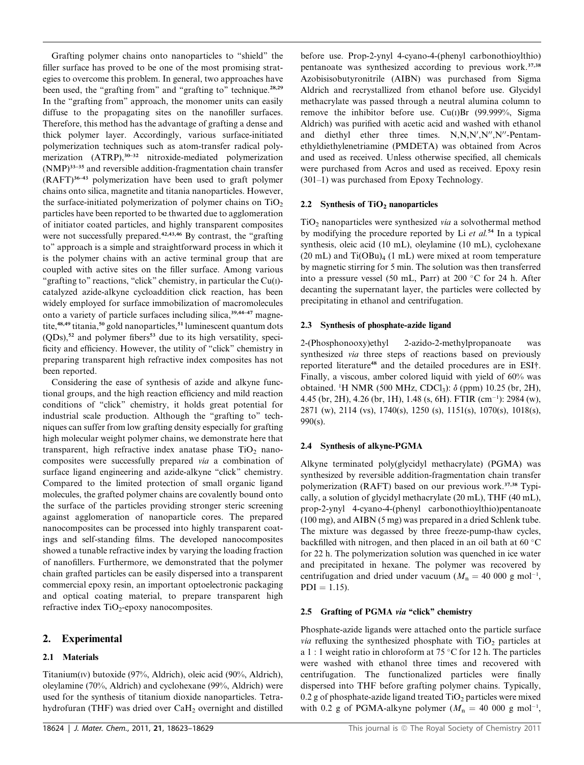Grafting polymer chains onto nanoparticles to "shield" the filler surface has proved to be one of the most promising strategies to overcome this problem. In general, two approaches have been used, the "grafting from" and "grafting to" technique.[28,29] In the "grafting from" approach, the monomer units can easily diffuse to the propagating sites on the nanofiller surfaces. Therefore, this method has the advantage of grafting a dense and thick polymer layer. Accordingly, various surface-initiated polymerization techniques such as atom-transfer radical polymerization (ATRP),[30–32] nitroxide-mediated polymerization (NMP)[33–35] and reversible addition-fragmentation chain transfer (RAFT)[36–43] polymerization have been used to graft polymer chains onto silica, magnetite and titania nanoparticles. However, the surface-initiated polymerization of polymer chains on $TiO_2$ particles have been reported to be thwarted due to agglomeration of initiator coated particles, and highly transparent composites were not successfully prepared.[42,43,46] By contrast, the "grafting to" approach is a simple and straightforward process in which it is the polymer chains with an active terminal group that are coupled with active sites on the filler surface. Among various "grafting to" reactions, "click" chemistry, in particular the Cu(I)-catalyzed azide-alkyne cycloaddition click reaction, has been widely employed for surface immobilization of macromolecules onto a variety of particle surfaces including silica,[39,44–47] magnetite,[48,49] titania,[50] gold nanoparticles,[51] luminescent quantum dots (QDs),[52] and polymer fibers[53] due to its high versatility, specificity and efficiency. However, the utility of "click" chemistry in preparing transparent high refractive index composites has not been reported.

Considering the ease of synthesis of azide and alkyne functional groups, and the high reaction efficiency and mild reaction conditions of "click" chemistry, it holds great potential for industrial scale production. Although the "grafting to" techniques can suffer from low grafting density especially for grafting high molecular weight polymer chains, we demonstrate here that transparent, high refractive index anatase phase $TiO_2$ nanocomposites were successfully prepared *via* a combination of surface ligand engineering and azide-alkyne "click" chemistry. Compared to the limited protection of small organic ligand molecules, the grafted polymer chains are covalently bound onto the surface of the particles providing stronger steric screening against agglomeration of nanoparticle cores. The prepared nanocomposites can be processed into highly transparent coatings and self-standing films. The developed nanocomposites showed a tunable refractive index by varying the loading fraction of nanofillers. Furthermore, we demonstrated that the polymer chain grafted particles can be easily dispersed into a transparent commercial epoxy resin, an important optoelectronic packaging and optical coating material, to prepare transparent high refractive index $TiO_2$-epoxy nanocomposites.

## 2. Experimental

### 2.1 Materials

Titanium(IV) butoxide (97%, Aldrich), oleic acid (90%, Aldrich), oleylamine (70%, Aldrich) and cyclohexane (99%, Aldrich) were used for the synthesis of titanium dioxide nanoparticles. Tetrahydrofuran (THF) was dried over $CaH_2$ overnight and distilled before use. Prop-2-ynyl 4-cyano-4-(phenyl carbonothioylthio) pentanoate was synthesized according to previous work.[37,38] Azobisisobutyronitrile (AIBN) was purchased from Sigma Aldrich and recrystallized from ethanol before use. Glycidyl methacrylate was passed through a neutral alumina column to remove the inhibitor before use. Cu(I)Br (99.999%, Sigma Aldrich) was purified with acetic acid and washed with ethanol and diethyl ether three times. N,N,N′,N″,N″-Pentamethyldiethylenetriamine (PMDETA) was obtained from Acros and used as received. Unless otherwise specified, all chemicals were purchased from Acros and used as received. Epoxy resin (301–1) was purchased from Epoxy Technology.

### 2.2 Synthesis of $TiO_2$ nanoparticles

$TiO_2$ nanoparticles were synthesized *via* a solvothermal method by modifying the procedure reported by Li *et al.*[54] In a typical synthesis, oleic acid (10 mL), oleylamine (10 mL), cyclohexane (20 mL) and $Ti(OBu)_4$ (1 mL) were mixed at room temperature by magnetic stirring for 5 min. The solution was then transferred into a pressure vessel (50 mL, Parr) at 200 °C for 24 h. After decanting the supernatant layer, the particles were collected by precipitating in ethanol and centrifugation.

### 2.3 Synthesis of phosphate-azide ligand

2-(Phosphonooxy)ethyl 2-azido-2-methylpropanoate was synthesized *via* three steps of reactions based on previously reported literature[48] and the detailed procedures are in ESI†. Finally, a viscous, amber colored liquid with yield of 60% was obtained. $^1$H NMR (500 MHz, $CDCl_3$): $\delta$ (ppm) 10.25 (br, 2H), 4.45 (br, 2H), 4.26 (br, 1H), 1.48 (s, 6H). FTIR (cm$^{-1}$): 2984 (w), 2871 (w), 2114 (vs), 1740(s), 1250 (s), 1151(s), 1070(s), 1018(s), 990(s).

### 2.4 Synthesis of alkyne-PGMA

Alkyne terminated poly(glycidyl methacrylate) (PGMA) was synthesized by reversible addition-fragmentation chain transfer polymerization (RAFT) based on our previous work.[37,38] Typically, a solution of glycidyl methacrylate (20 mL), THF (40 mL), prop-2-ynyl 4-cyano-4-(phenyl carbonothioylthio)pentanoate (100 mg), and AIBN (5 mg) was prepared in a dried Schlenk tube. The mixture was degassed by three freeze-pump-thaw cycles, backfilled with nitrogen, and then placed in an oil bath at 60 °C for 22 h. The polymerization solution was quenched in ice water and precipitated in hexane. The polymer was recovered by centrifugation and dried under vacuum ($M_n$ = 40 000 g mol$^{-1}$, PDI = 1.15).

### 2.5 Grafting of PGMA *via* "click" chemistry

Phosphate-azide ligands were attached onto the particle surface *via* refluxing the synthesized phosphate with $TiO_2$ particles at a 1 : 1 weight ratio in chloroform at 75 °C for 12 h. The particles were washed with ethanol three times and recovered with centrifugation. The functionalized particles were finally dispersed into THF before grafting polymer chains. Typically, 0.2 g of phosphate-azide ligand treated $TiO_2$ particles were mixed with 0.2 g of PGMA-alkyne polymer ($M_n$ = 40 000 g mol$^{-1}$,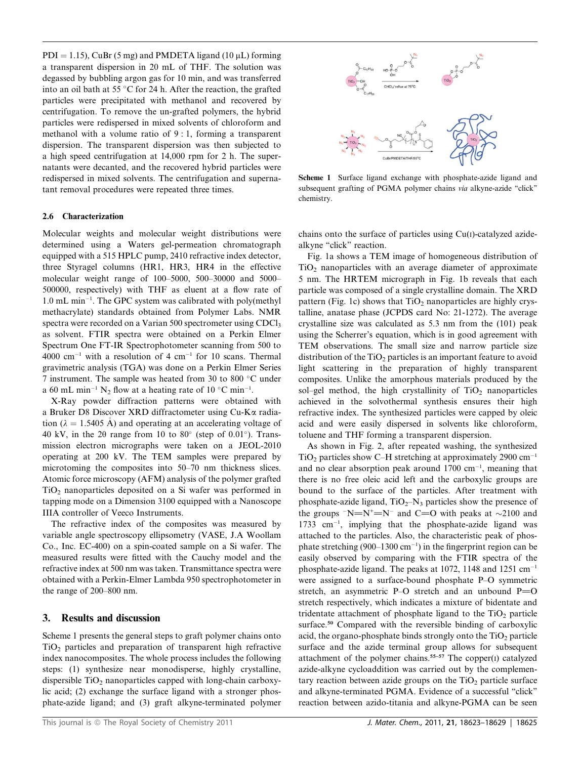PDI = 1.15), CuBr (5 mg) and PMDETA ligand (10 μL) forming a transparent dispersion in 20 mL of THF. The solution was degassed by bubbling argon gas for 10 min, and was transferred into an oil bath at 55 °C for 24 h. After the reaction, the grafted particles were precipitated with methanol and recovered by centrifugation. To remove the un-grafted polymers, the hybrid particles were redispersed in mixed solvents of chloroform and methanol with a volume ratio of 9 : 1, forming a transparent dispersion. The transparent dispersion was then subjected to a high speed centrifugation at 14,000 rpm for 2 h. The supernatants were decanted, and the recovered hybrid particles were redispersed in mixed solvents. The centrifugation and supernatant removal procedures were repeated three times.

### 2.6 Characterization

Molecular weights and molecular weight distributions were determined using a Waters gel-permeation chromatograph equipped with a 515 HPLC pump, 2410 refractive index detector, three Styragel columns (HR1, HR3, HR4 in the effective molecular weight range of 100–5000, 500–30000 and 5000–500000, respectively) with THF as eluent at a flow rate of 1.0 mL min$^{-1}$. The GPC system was calibrated with poly(methyl methacrylate) standards obtained from Polymer Labs. NMR spectra were recorded on a Varian 500 spectrometer using $CDCl_3$ as solvent. FTIR spectra were obtained on a Perkin Elmer Spectrum One FT-IR Spectrophotometer scanning from 500 to 4000 cm$^{-1}$ with a resolution of 4 cm$^{-1}$ for 10 scans. Thermal gravimetric analysis (TGA) was done on a Perkin Elmer Series 7 instrument. The sample was heated from 30 to 800 °C under a 60 mL min$^{-1}$ $N_2$ flow at a heating rate of 10 °C min$^{-1}$.

X-Ray powder diffraction patterns were obtained with a Bruker D8 Discover XRD diffractometer using Cu-Kα radiation ($\lambda$ = 1.5405 Å) and operating at an accelerating voltage of 40 kV, in the 2θ range from 10 to 80° (step of 0.01°). Transmission electron micrographs were taken on a JEOL-2010 operating at 200 kV. The TEM samples were prepared by microtoming the composites into 50–70 nm thickness slices. Atomic force microscopy (AFM) analysis of the polymer grafted $TiO_2$ nanoparticles deposited on a Si wafer was performed in tapping mode on a Dimension 3100 equipped with a Nanoscope IIIA controller of Veeco Instruments.

The refractive index of the composites was measured by variable angle spectroscopy ellipsometry (VASE, J.A Woollam Co., Inc. EC-400) on a spin-coated sample on a Si wafer. The measured results were fitted with the Cauchy model and the refractive index at 500 nm was taken. Transmittance spectra were obtained with a Perkin-Elmer Lambda 950 spectrophotometer in the range of 200–800 nm.

## 3. Results and discussion

Scheme 1 presents the general steps to graft polymer chains onto $TiO_2$ particles and preparation of transparent high refractive index nanocomposites. The whole process includes the following steps: (1) synthesize near monodisperse, highly crystalline, dispersible $TiO_2$ nanoparticles capped with long-chain carboxylic acid; (2) exchange the surface ligand with a stronger phosphate-azide ligand; and (3) graft alkyne-terminated polymer chains onto the surface of particles using Cu(I)-catalyzed azide-alkyne "click" reaction.

**Scheme 1** Surface ligand exchange with phosphate-azide ligand and subsequent grafting of PGMA polymer chains *via* alkyne-azide "click" chemistry.

Fig. 1a shows a TEM image of homogeneous distribution of $TiO_2$ nanoparticles with an average diameter of approximate 5 nm. The HRTEM micrograph in Fig. 1b reveals that each particle was composed of a single crystalline domain. The XRD pattern (Fig. 1c) shows that $TiO_2$ nanoparticles are highly crystalline, anatase phase (JCPDS card No: 21-1272). The average crystalline size was calculated as 5.3 nm from the (101) peak using the Scherrer's equation, which is in good agreement with TEM observations. The small size and narrow particle size distribution of the $TiO_2$ particles is an important feature to avoid light scattering in the preparation of highly transparent composites. Unlike the amorphous materials produced by the sol–gel method, the high crystallinity of $TiO_2$ nanoparticles achieved in the solvothermal synthesis ensures their high refractive index. The synthesized particles were capped by oleic acid and were easily dispersed in solvents like chloroform, toluene and THF forming a transparent dispersion.

As shown in Fig. 2, after repeated washing, the synthesized $TiO_2$ particles show C–H stretching at approximately 2900 cm$^{-1}$ and no clear absorption peak around 1700 cm$^{-1}$, meaning that there is no free oleic acid left and the carboxylic groups are bound to the surface of the particles. After treatment with phosphate-azide ligand, $TiO_2$–$N_3$ particles show the presence of the groups $^-N{=}N^+{=}N^-$ and C=O with peaks at ~2100 and 1733 cm$^{-1}$, implying that the phosphate-azide ligand was attached to the particles. Also, the characteristic peak of phosphate stretching (900–1300 cm$^{-1}$) in the fingerprint region can be easily observed by comparing with the FTIR spectra of the phosphate-azide ligand. The peaks at 1072, 1148 and 1251 cm$^{-1}$ were assigned to a surface-bound phosphate P–O symmetric stretch, an asymmetric P–O stretch and an unbound P=O stretch respectively, which indicates a mixture of bidentate and tridentate attachment of phosphate ligand to the $TiO_2$ particle surface.[50] Compared with the reversible binding of carboxylic acid, the organo-phosphate binds strongly onto the $TiO_2$ particle surface and the azide terminal group allows for subsequent attachment of the polymer chains.[55–57] The copper(I) catalyzed azide-alkyne cycloaddition was carried out by the complementary reaction between azide groups on the $TiO_2$ particle surface and alkyne-terminated PGMA. Evidence of a successful "click" reaction between azido-titania and alkyne-PGMA can be seen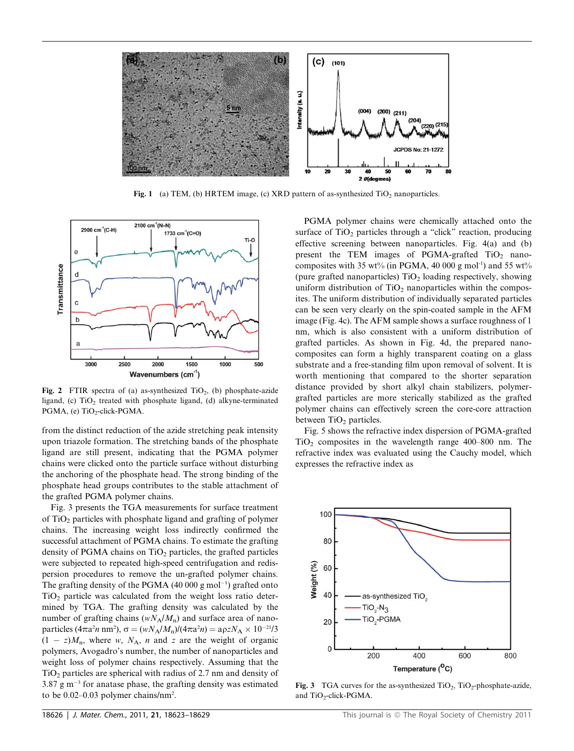Fig. 1 (a) TEM, (b) HRTEM image, (c) XRD pattern of as-synthesized $TiO_2$ nanoparticles.

Fig. 2 FTIR spectra of (a) as-synthesized $TiO_2$, (b) phosphate-azide ligand, (c) $TiO_2$ treated with phosphate ligand, (d) alkyne-terminated PGMA, (e) $TiO_2$-click-PGMA.

from the distinct reduction of the azide stretching peak intensity upon triazole formation. The stretching bands of the phosphate ligand are still present, indicating that the PGMA polymer chains were clicked onto the particle surface without disturbing the anchoring of the phosphate head. The strong binding of the phosphate head groups contributes to the stable attachment of the grafted PGMA polymer chains.

Fig. 3 presents the TGA measurements for surface treatment of $TiO_2$ particles with phosphate ligand and grafting of polymer chains. The increasing weight loss indirectly confirmed the successful attachment of PGMA chains. To estimate the grafting density of PGMA chains on $TiO_2$ particles, the grafted particles were subjected to repeated high-speed centrifugation and redispersion procedures to remove the un-grafted polymer chains. The grafting density of the PGMA (40 000 g mol$^{-1}$) grafted onto $TiO_2$ particle was calculated from the weight loss ratio determined by TGA. The grafting density was calculated by the number of grafting chains ($wN_A/M_n$) and surface area of nanoparticles ($4\pi a^2 n$ nm$^2$), $\sigma = (wN_A/M_n)/(4\pi a^2 n) = a\rho z N_A \times 10^{-21}/3(1 - z)M_n$, where $w$, $N_A$, $n$ and $z$ are the weight of organic polymers, Avogadro's number, the number of nanoparticles and weight loss of polymer chains respectively. Assuming that the $TiO_2$ particles are spherical with radius of 2.7 nm and density of 3.87 g m$^{-3}$ for anatase phase, the grafting density was estimated to be 0.02–0.03 polymer chains/nm$^2$.

PGMA polymer chains were chemically attached onto the surface of $TiO_2$ particles through a "click" reaction, producing effective screening between nanoparticles. Fig. 4(a) and (b) present the TEM images of PGMA-grafted $TiO_2$ nanocomposites with 35 wt% (in PGMA, 40 000 g mol$^{-1}$) and 55 wt% (pure grafted nanoparticles) $TiO_2$ loading respectively, showing uniform distribution of $TiO_2$ nanoparticles within the composites. The uniform distribution of individually separated particles can be seen very clearly on the spin-coated sample in the AFM image (Fig. 4c). The AFM sample shows a surface roughness of 1 nm, which is also consistent with a uniform distribution of grafted particles. As shown in Fig. 4d, the prepared nanocomposites can form a highly transparent coating on a glass substrate and a free-standing film upon removal of solvent. It is worth mentioning that compared to the shorter separation distance provided by short alkyl chain stabilizers, polymer-grafted particles are more sterically stabilized as the grafted polymer chains can effectively screen the core-core attraction between $TiO_2$ particles.

Fig. 5 shows the refractive index dispersion of PGMA-grafted $TiO_2$ composites in the wavelength range 400–800 nm. The refractive index was evaluated using the Cauchy model, which expresses the refractive index as

Fig. 3 TGA curves for the as-synthesized $TiO_2$, $TiO_2$-phosphate-azide, and $TiO_2$-click-PGMA.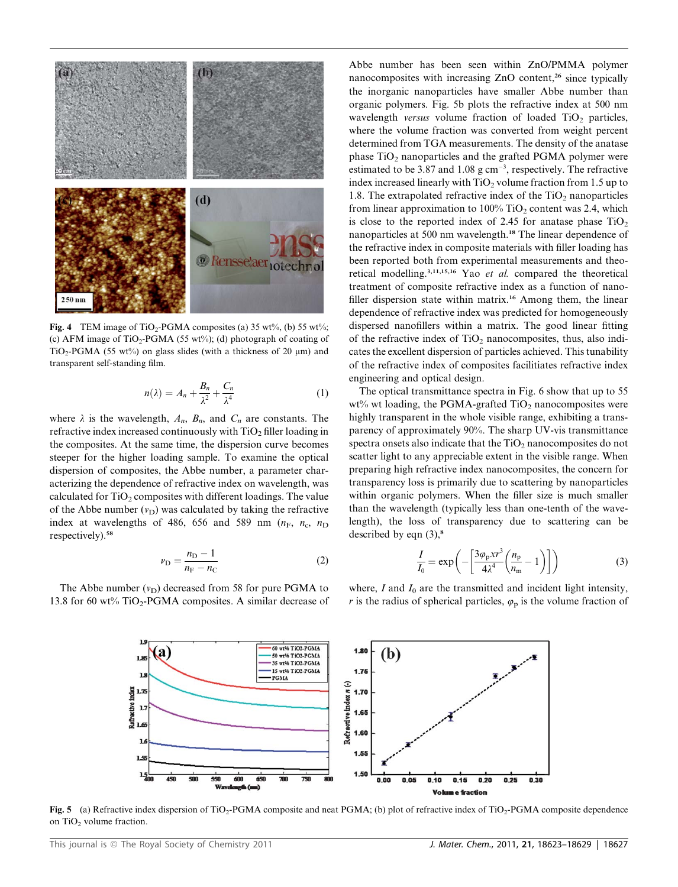Fig. 4 TEM image of $TiO_2$-PGMA composites (a) 35 wt%, (b) 55 wt%; (c) AFM image of $TiO_2$-PGMA (55 wt%); (d) photograph of coating of $TiO_2$-PGMA (55 wt%) on glass slides (with a thickness of 20 μm) and transparent self-standing film.

$$n(\lambda) = A_n + \frac{B_n}{\lambda^2} + \frac{C_n}{\lambda^4} \quad (1)$$

where $\lambda$ is the wavelength, $A_n$, $B_n$, and $C_n$ are constants. The refractive index increased continuously with $TiO_2$ filler loading in the composites. At the same time, the dispersion curve becomes steeper for the higher loading sample. To examine the optical dispersion of composites, the Abbe number, a parameter characterizing the dependence of refractive index on wavelength, was calculated for $TiO_2$ composites with different loadings. The value of the Abbe number ($\nu_D$) was calculated by taking the refractive index at wavelengths of 486, 656 and 589 nm ($n_F$, $n_c$, $n_D$ respectively).[58]

$$\nu_D = \frac{n_D - 1}{n_F - n_C} \quad (2)$$

The Abbe number ($\nu_D$) decreased from 58 for pure PGMA to 13.8 for 60 wt% $TiO_2$-PGMA composites. A similar decrease of Abbe number has been seen within ZnO/PMMA polymer nanocomposites with increasing ZnO content,[26] since typically the inorganic nanoparticles have smaller Abbe number than organic polymers. Fig. 5b plots the refractive index at 500 nm wavelength *versus* volume fraction of loaded $TiO_2$ particles, where the volume fraction was converted from weight percent determined from TGA measurements. The density of the anatase phase $TiO_2$ nanoparticles and the grafted PGMA polymer were estimated to be 3.87 and 1.08 g $cm^{-3}$, respectively. The refractive index increased linearly with $TiO_2$ volume fraction from 1.5 up to 1.8. The extrapolated refractive index of the $TiO_2$ nanoparticles from linear approximation to 100% $TiO_2$ content was 2.4, which is close to the reported index of 2.45 for anatase phase $TiO_2$ nanoparticles at 500 nm wavelength.[18] The linear dependence of the refractive index in composite materials with filler loading has been reported both from experimental measurements and theoretical modelling.[3,11,15,16] Yao *et al.* compared the theoretical treatment of composite refractive index as a function of nanofiller dispersion state within matrix.[16] Among them, the linear dependence of refractive index was predicted for homogeneously dispersed nanofillers within a matrix. The good linear fitting of the refractive index of $TiO_2$ nanocomposites, thus, also indicates the excellent dispersion of particles achieved. This tunability of the refractive index of composites facilitates refractive index engineering and optical design.

The optical transmittance spectra in Fig. 6 show that up to 55 wt% wt loading, the PGMA-grafted $TiO_2$ nanocomposites were highly transparent in the whole visible range, exhibiting a transparency of approximately 90%. The sharp UV-vis transmittance spectra onsets also indicate that the $TiO_2$ nanocomposites do not scatter light to any appreciable extent in the visible range. When preparing high refractive index nanocomposites, the concern for transparency loss is primarily due to scattering by nanoparticles within organic polymers. When the filler size is much smaller than the wavelength (typically less than one-tenth of the wavelength), the loss of transparency due to scattering can be described by eqn (3),[8]

$$\frac{I}{I_0} = \exp\left(-\left[\frac{3\varphi_p x r^3}{4\lambda^4}\left(\frac{n_p}{n_m} - 1\right)\right]\right) \quad (3)$$

where, $I$ and $I_0$ are the transmitted and incident light intensity, $r$ is the radius of spherical particles, $\varphi_p$ is the volume fraction of

Fig. 5 (a) Refractive index dispersion of $TiO_2$-PGMA composite and neat PGMA; (b) plot of refractive index of $TiO_2$-PGMA composite dependence on $TiO_2$ volume fraction.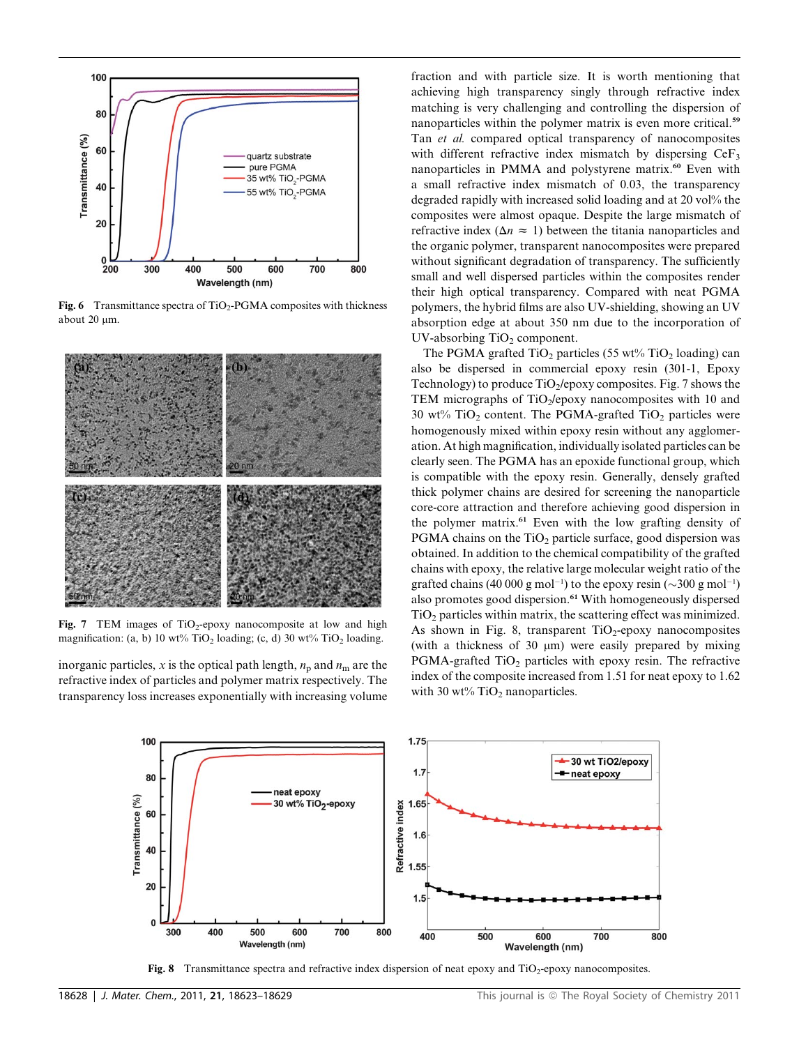Fig. 6 Transmittance spectra of $TiO_2$-PGMA composites with thickness about 20 μm.

Fig. 7 TEM images of $TiO_2$-epoxy nanocomposite at low and high magnification: (a, b) 10 wt% $TiO_2$ loading; (c, d) 30 wt% $TiO_2$ loading.

inorganic particles, $x$ is the optical path length, $n_p$ and $n_m$ are the refractive index of particles and polymer matrix respectively. The transparency loss increases exponentially with increasing volume fraction and with particle size. It is worth mentioning that achieving high transparency singly through refractive index matching is very challenging and controlling the dispersion of nanoparticles within the polymer matrix is even more critical.[59] Tan *et al.* compared optical transparency of nanocomposites with different refractive index mismatch by dispersing $CeF_3$ nanoparticles in PMMA and polystyrene matrix.[60] Even with a small refractive index mismatch of 0.03, the transparency degraded rapidly with increased solid loading and at 20 vol% the composites were almost opaque. Despite the large mismatch of refractive index ($\Delta n \approx 1$) between the titania nanoparticles and the organic polymer, transparent nanocomposites were prepared without significant degradation of transparency. The sufficiently small and well dispersed particles within the composites render their high optical transparency. Compared with neat PGMA polymers, the hybrid films are also UV-shielding, showing an UV absorption edge at about 350 nm due to the incorporation of UV-absorbing $TiO_2$ component.

The PGMA grafted $TiO_2$ particles (55 wt% $TiO_2$ loading) can also be dispersed in commercial epoxy resin (301-1, Epoxy Technology) to produce $TiO_2$/epoxy composites. Fig. 7 shows the TEM micrographs of $TiO_2$/epoxy nanocomposites with 10 and 30 wt% $TiO_2$ content. The PGMA-grafted $TiO_2$ particles were homogenously mixed within epoxy resin without any agglomeration. At high magnification, individually isolated particles can be clearly seen. The PGMA has an epoxide functional group, which is compatible with the epoxy resin. Generally, densely grafted thick polymer chains are desired for screening the nanoparticle core-core attraction and therefore achieving good dispersion in the polymer matrix.[61] Even with the low grafting density of PGMA chains on the $TiO_2$ particle surface, good dispersion was obtained. In addition to the chemical compatibility of the grafted chains with epoxy, the relative large molecular weight ratio of the grafted chains (40 000 g $mol^{-1}$) to the epoxy resin (~300 g $mol^{-1}$) also promotes good dispersion.[61] With homogeneously dispersed $TiO_2$ particles within matrix, the scattering effect was minimized. As shown in Fig. 8, transparent $TiO_2$-epoxy nanocomposites (with a thickness of 30 μm) were easily prepared by mixing PGMA-grafted $TiO_2$ particles with epoxy resin. The refractive index of the composite increased from 1.51 for neat epoxy to 1.62 with 30 wt% $TiO_2$ nanoparticles.

Fig. 8 Transmittance spectra and refractive index dispersion of neat epoxy and $TiO_2$-epoxy nanocomposites.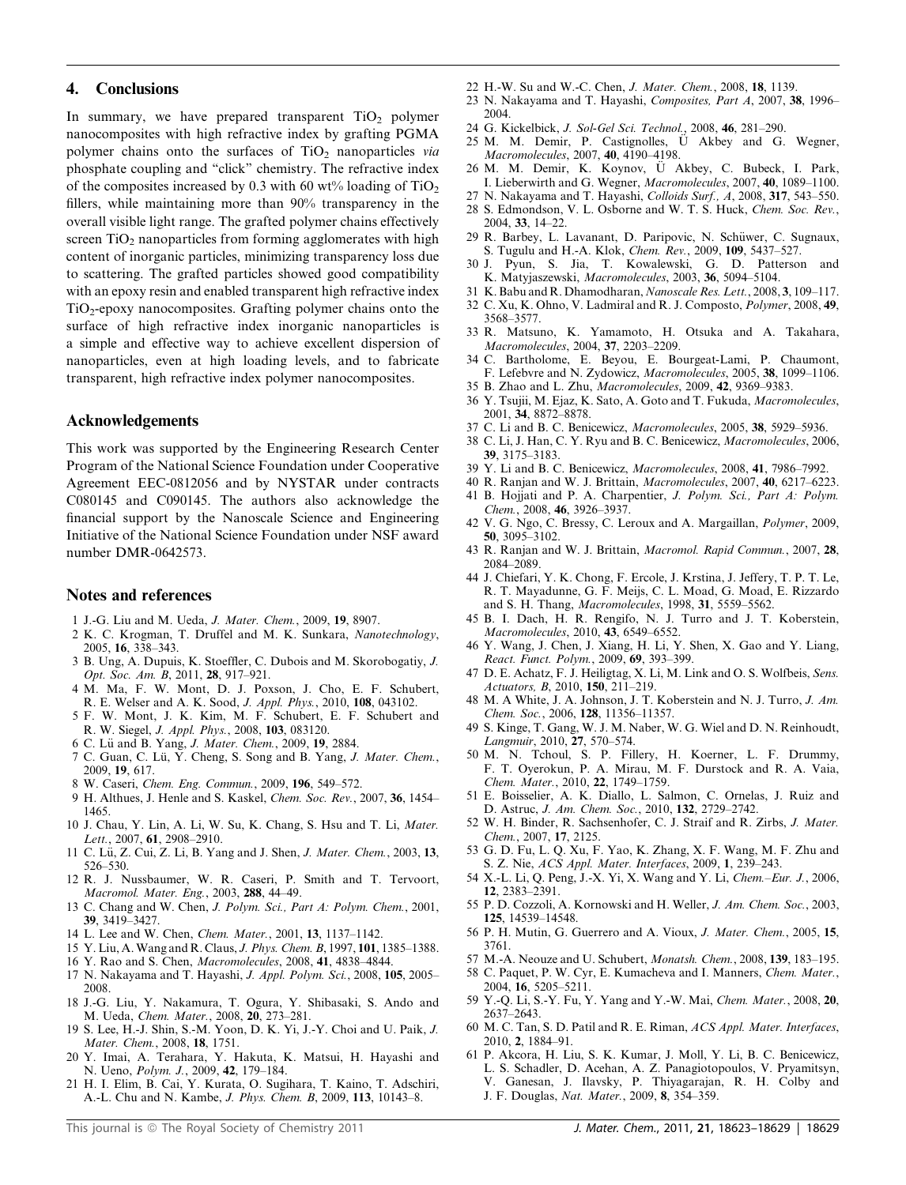## 4. Conclusions

In summary, we have prepared transparent $TiO_2$ polymer nanocomposites with high refractive index by grafting PGMA polymer chains onto the surfaces of $TiO_2$ nanoparticles *via* phosphate coupling and "click" chemistry. The refractive index of the composites increased by 0.3 with 60 wt% loading of $TiO_2$ fillers, while maintaining more than 90% transparency in the overall visible light range. The grafted polymer chains effectively screen $TiO_2$ nanoparticles from forming agglomerates with high content of inorganic particles, minimizing transparency loss due to scattering. The grafted particles showed good compatibility with an epoxy resin and enabled transparent high refractive index $TiO_2$-epoxy nanocomposites. Grafting polymer chains onto the surface of high refractive index inorganic nanoparticles is a simple and effective way to achieve excellent dispersion of nanoparticles, even at high loading levels, and to fabricate transparent, high refractive index polymer nanocomposites.

## Acknowledgements

This work was supported by the Engineering Research Center Program of the National Science Foundation under Cooperative Agreement EEC-0812056 and by NYSTAR under contracts C080145 and C090145. The authors also acknowledge the financial support by the Nanoscale Science and Engineering Initiative of the National Science Foundation under NSF award number DMR-0642573.

## Notes and references

1 J.-G. Liu and M. Ueda, *J. Mater. Chem.*, 2009, **19**, 8907.
2 K. C. Krogman, T. Druffel and M. K. Sunkara, *Nanotechnology*, 2005, **16**, 338–343.
3 B. Ung, A. Dupuis, K. Stoeffler, C. Dubois and M. Skorobogatiy, *J. Opt. Soc. Am. B*, 2011, **28**, 917–921.
4 M. Ma, F. W. Mont, D. J. Poxson, J. Cho, E. F. Schubert, R. E. Welser and A. K. Sood, *J. Appl. Phys.*, 2010, **108**, 043102.
5 F. W. Mont, J. K. Kim, M. F. Schubert, E. F. Schubert and R. W. Siegel, *J. Appl. Phys.*, 2008, **103**, 083120.
6 C. Lü and B. Yang, *J. Mater. Chem.*, 2009, **19**, 2884.
7 C. Guan, C. Lü, Y. Cheng, S. Song and B. Yang, *J. Mater. Chem.*, 2009, **19**, 617.
8 W. Caseri, *Chem. Eng. Commun.*, 2009, **196**, 549–572.
9 H. Althues, J. Henle and S. Kaskel, *Chem. Soc. Rev.*, 2007, **36**, 1454–1465.
10 J. Chau, Y. Lin, A. Li, W. Su, K. Chang, S. Hsu and T. Li, *Mater. Lett.*, 2007, **61**, 2908–2910.
11 C. Lü, Z. Cui, Z. Li, B. Yang and J. Shen, *J. Mater. Chem.*, 2003, **13**, 526–530.
12 R. J. Nussbaumer, W. R. Caseri, P. Smith and T. Tervoort, *Macromol. Mater. Eng.*, 2003, **288**, 44–49.
13 C. Chang and W. Chen, *J. Polym. Sci., Part A: Polym. Chem.*, 2001, **39**, 3419–3427.
14 L. Lee and W. Chen, *Chem. Mater.*, 2001, **13**, 1137–1142.
15 Y. Liu, A. Wang and R. Claus, *J. Phys. Chem. B*, 1997, **101**, 1385–1388.
16 Y. Rao and S. Chen, *Macromolecules*, 2008, **41**, 4838–4844.
17 N. Nakayama and T. Hayashi, *J. Appl. Polym. Sci.*, 2008, **105**, 2005–2008.
18 J.-G. Liu, Y. Nakamura, T. Ogura, Y. Shibasaki, S. Ando and M. Ueda, *Chem. Mater.*, 2008, **20**, 273–281.
19 S. Lee, H.-J. Shin, S.-M. Yoon, D. K. Yi, J.-Y. Choi and U. Paik, *J. Mater. Chem.*, 2008, **18**, 1751.
20 Y. Imai, A. Terahara, Y. Hakuta, K. Matsui, H. Hayashi and N. Ueno, *Polym. J.*, 2009, **42**, 179–184.
21 H. I. Elim, B. Cai, Y. Kurata, O. Sugihara, T. Kaino, T. Adschiri, A.-L. Chu and N. Kambe, *J. Phys. Chem. B*, 2009, **113**, 10143–8.
22 H.-W. Su and W.-C. Chen, *J. Mater. Chem.*, 2008, **18**, 1139.
23 N. Nakayama and T. Hayashi, *Composites, Part A*, 2007, **38**, 1996–2004.
24 G. Kickelbick, *J. Sol-Gel Sci. Technol.*, 2008, **46**, 281–290.
25 M. M. Demir, P. Castignolles, Ü. Akbey and G. Wegner, *Macromolecules*, 2007, **40**, 4190–4198.
26 M. M. Demir, K. Koynov, Ü. Akbey, C. Bubeck, I. Park, I. Lieberwirth and G. Wegner, *Macromolecules*, 2007, **40**, 1089–1100.
27 N. Nakayama and T. Hayashi, *Colloids Surf., A*, 2008, **317**, 543–550.
28 S. Edmondson, V. L. Osborne and W. T. S. Huck, *Chem. Soc. Rev.*, 2004, **33**, 14–22.
29 R. Barbey, L. Lavanant, D. Paripovic, N. Schüwer, C. Sugnaux, S. Tugulu and H.-A. Klok, *Chem. Rev.*, 2009, **109**, 5437–527.
30 J. Pyun, S. Jia, T. Kowalewski, G. D. Patterson and K. Matyjaszewski, *Macromolecules*, 2003, **36**, 5094–5104.
31 K. Babu and R. Dhamodharan, *Nanoscale Res. Lett.*, 2008, **3**, 109–117.
32 C. Xu, K. Ohno, V. Ladmiral and R. J. Composto, *Polymer*, 2008, **49**, 3568–3577.
33 R. Matsuno, K. Yamamoto, H. Otsuka and A. Takahara, *Macromolecules*, 2004, **37**, 2203–2209.
34 C. Bartholome, E. Beyou, E. Bourgeat-Lami, P. Chaumont, F. Lefebvre and N. Zydowicz, *Macromolecules*, 2005, **38**, 1099–1106.
35 B. Zhao and L. Zhu, *Macromolecules*, 2009, **42**, 9369–9383.
36 Y. Tsujii, M. Ejaz, K. Sato, A. Goto and T. Fukuda, *Macromolecules*, 2001, **34**, 8872–8878.
37 C. Li and B. C. Benicewicz, *Macromolecules*, 2005, **38**, 5929–5936.
38 C. Li, J. Han, C. Y. Ryu and B. C. Benicewicz, *Macromolecules*, 2006, **39**, 3175–3183.
39 Y. Li and B. C. Benicewicz, *Macromolecules*, 2008, **41**, 7986–7992.
40 R. Ranjan and W. J. Brittain, *Macromolecules*, 2007, **40**, 6217–6223.
41 B. Hojjati and P. A. Charpentier, *J. Polym. Sci., Part A: Polym. Chem.*, 2008, **46**, 3926–3937.
42 V. G. Ngo, C. Bressy, C. Leroux and A. Margaillan, *Polymer*, 2009, **50**, 3095–3102.
43 R. Ranjan and W. J. Brittain, *Macromol. Rapid Commun.*, 2007, **28**, 2084–2089.
44 J. Chiefari, Y. K. Chong, F. Ercole, J. Krstina, J. Jeffery, T. P. T. Le, R. T. Mayadunne, G. F. Meijs, C. L. Moad, G. Moad, E. Rizzardo and S. H. Thang, *Macromolecules*, 1998, **31**, 5559–5562.
45 B. I. Dach, H. R. Rengifo, N. J. Turro and J. T. Koberstein, *Macromolecules*, 2010, **43**, 6549–6552.
46 Y. Wang, J. Chen, J. Xiang, H. Li, Y. Shen, X. Gao and Y. Liang, *React. Funct. Polym.*, 2009, **69**, 393–399.
47 D. E. Achatz, F. J. Heiligtag, X. Li, M. Link and O. S. Wolfbeis, *Sens. Actuators, B*, 2010, **150**, 211–219.
48 M. A White, J. A. Johnson, J. T. Koberstein and N. J. Turro, *J. Am. Chem. Soc.*, 2006, **128**, 11356–11357.
49 S. Kinge, T. Gang, W. J. M. Naber, W. G. Wiel and D. N. Reinhoudt, *Langmuir*, 2010, **27**, 570–574.
50 M. N. Tchoul, S. P. Fillery, H. Koerner, L. F. Drummy, F. T. Oyerokun, P. A. Mirau, M. F. Durstock and R. A. Vaia, *Chem. Mater.*, 2010, **22**, 1749–1759.
51 E. Boisselier, A. K. Diallo, L. Salmon, C. Ornelas, J. Ruiz and D. Astruc, *J. Am. Chem. Soc.*, 2010, **132**, 2729–2742.
52 W. H. Binder, R. Sachsenhofer, C. J. Straif and R. Zirbs, *J. Mater. Chem.*, 2007, **17**, 2125.
53 G. D. Fu, L. Q. Xu, F. Yao, K. Zhang, X. F. Wang, M. F. Zhu and S. Z. Nie, *ACS Appl. Mater. Interfaces*, 2009, **1**, 239–243.
54 X.-L. Li, Q. Peng, J.-X. Yi, X. Wang and Y. Li, *Chem.–Eur. J.*, 2006, **12**, 2383–2391.
55 P. D. Cozzoli, A. Kornowski and H. Weller, *J. Am. Chem. Soc.*, 2003, **125**, 14539–14548.
56 P. H. Mutin, G. Guerrero and A. Vioux, *J. Mater. Chem.*, 2005, **15**, 3761.
57 M.-A. Neouze and U. Schubert, *Monatsh. Chem.*, 2008, **139**, 183–195.
58 C. Paquet, P. W. Cyr, E. Kumacheva and I. Manners, *Chem. Mater.*, 2004, **16**, 5205–5211.
59 Y.-Q. Li, S.-Y. Fu, Y. Yang and Y.-W. Mai, *Chem. Mater.*, 2008, **20**, 2637–2643.
60 M. C. Tan, S. D. Patil and R. E. Riman, *ACS Appl. Mater. Interfaces*, 2010, **2**, 1884–91.
61 P. Akcora, H. Liu, S. K. Kumar, J. Moll, Y. Li, B. C. Benicewicz, L. S. Schadler, D. Acehan, A. Z. Panagiotopoulos, V. Pryamitsyn, V. Ganesan, J. Ilavsky, P. Thiyagarajan, R. H. Colby and J. F. Douglas, *Nat. Mater.*, 2009, **8**, 354–359.